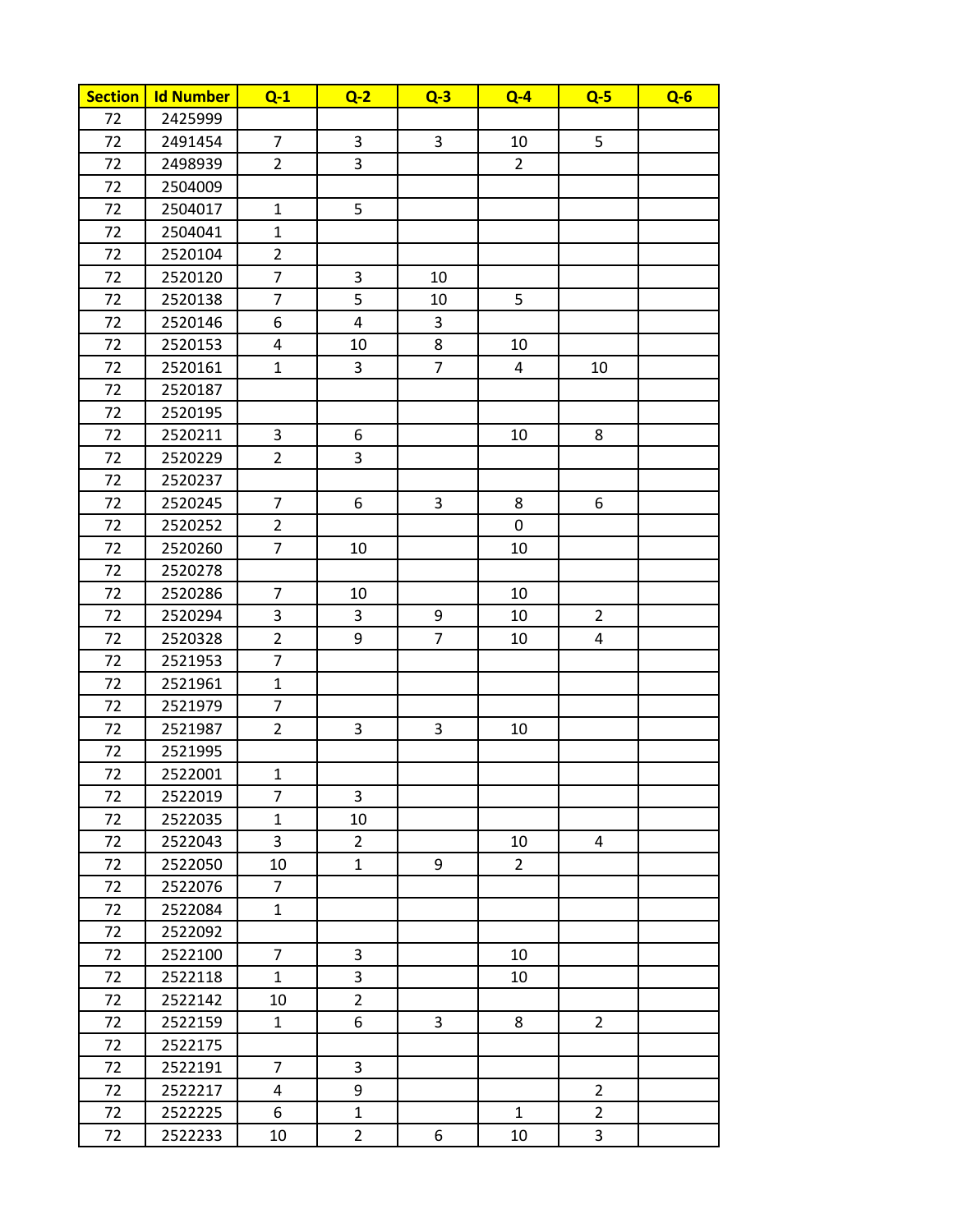| Section | Id Number | Q-1 | Q-2 | Q-3 | Q-4 | Q-5 | Q-6 |
|---|---|---|---|---|---|---|---|
| 72 | 2425999 | | | | | | |
| 72 | 2491454 | 7 | 3 | 3 | 10 | 5 | |
| 72 | 2498939 | 2 | 3 | | 2 | | |
| 72 | 2504009 | | | | | | |
| 72 | 2504017 | 1 | 5 | | | | |
| 72 | 2504041 | 1 | | | | | |
| 72 | 2520104 | 2 | | | | | |
| 72 | 2520120 | 7 | 3 | 10 | | | |
| 72 | 2520138 | 7 | 5 | 10 | 5 | | |
| 72 | 2520146 | 6 | 4 | 3 | | | |
| 72 | 2520153 | 4 | 10 | 8 | 10 | | |
| 72 | 2520161 | 1 | 3 | 7 | 4 | 10 | |
| 72 | 2520187 | | | | | | |
| 72 | 2520195 | | | | | | |
| 72 | 2520211 | 3 | 6 | | 10 | 8 | |
| 72 | 2520229 | 2 | 3 | | | | |
| 72 | 2520237 | | | | | | |
| 72 | 2520245 | 7 | 6 | 3 | 8 | 6 | |
| 72 | 2520252 | 2 | | | 0 | | |
| 72 | 2520260 | 7 | 10 | | 10 | | |
| 72 | 2520278 | | | | | | |
| 72 | 2520286 | 7 | 10 | | 10 | | |
| 72 | 2520294 | 3 | 3 | 9 | 10 | 2 | |
| 72 | 2520328 | 2 | 9 | 7 | 10 | 4 | |
| 72 | 2521953 | 7 | | | | | |
| 72 | 2521961 | 1 | | | | | |
| 72 | 2521979 | 7 | | | | | |
| 72 | 2521987 | 2 | 3 | 3 | 10 | | |
| 72 | 2521995 | | | | | | |
| 72 | 2522001 | 1 | | | | | |
| 72 | 2522019 | 7 | 3 | | | | |
| 72 | 2522035 | 1 | 10 | | | | |
| 72 | 2522043 | 3 | 2 | | 10 | 4 | |
| 72 | 2522050 | 10 | 1 | 9 | 2 | | |
| 72 | 2522076 | 7 | | | | | |
| 72 | 2522084 | 1 | | | | | |
| 72 | 2522092 | | | | | | |
| 72 | 2522100 | 7 | 3 | | 10 | | |
| 72 | 2522118 | 1 | 3 | | 10 | | |
| 72 | 2522142 | 10 | 2 | | | | |
| 72 | 2522159 | 1 | 6 | 3 | 8 | 2 | |
| 72 | 2522175 | | | | | | |
| 72 | 2522191 | 7 | 3 | | | | |
| 72 | 2522217 | 4 | 9 | | | 2 | |
| 72 | 2522225 | 6 | 1 | | 1 | 2 | |
| 72 | 2522233 | 10 | 2 | 6 | 10 | 3 | |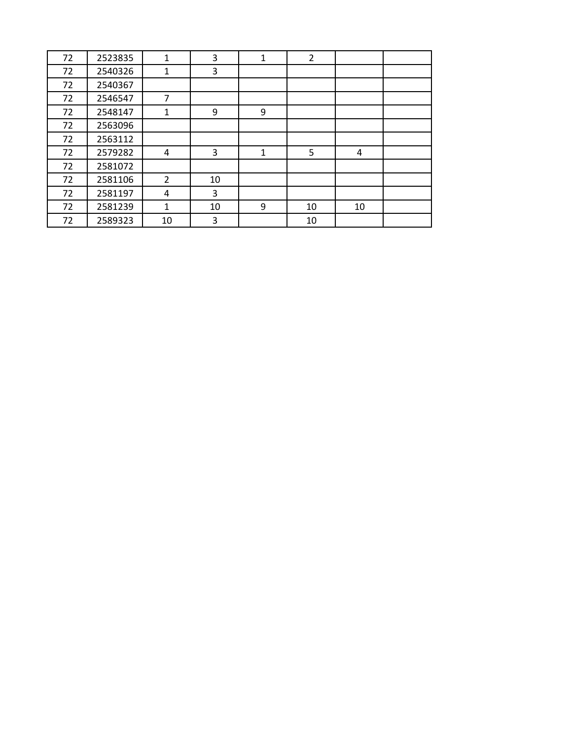| | | | | | | | |
|---|---|---|---|---|---|---|---|
| 72 | 2523835 | 1 | 3 | 1 | 2 | | |
| 72 | 2540326 | 1 | 3 | | | | |
| 72 | 2540367 | | | | | | |
| 72 | 2546547 | 7 | | | | | |
| 72 | 2548147 | 1 | 9 | 9 | | | |
| 72 | 2563096 | | | | | | |
| 72 | 2563112 | | | | | | |
| 72 | 2579282 | 4 | 3 | 1 | 5 | 4 | |
| 72 | 2581072 | | | | | | |
| 72 | 2581106 | 2 | 10 | | | | |
| 72 | 2581197 | 4 | 3 | | | | |
| 72 | 2581239 | 1 | 10 | 9 | 10 | 10 | |
| 72 | 2589323 | 10 | 3 | | 10 | | |